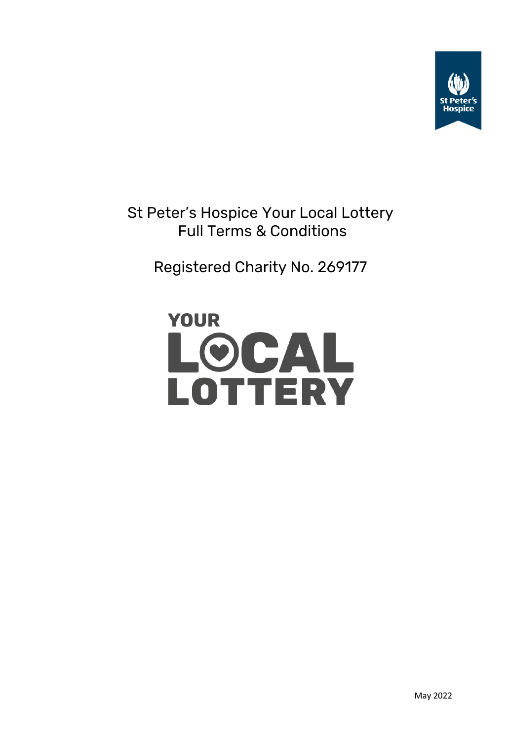# St Peter's Hospice Your Local Lottery Full Terms & Conditions

Registered Charity No. 269177

YOUR LOCAL LOTTERY

May 2022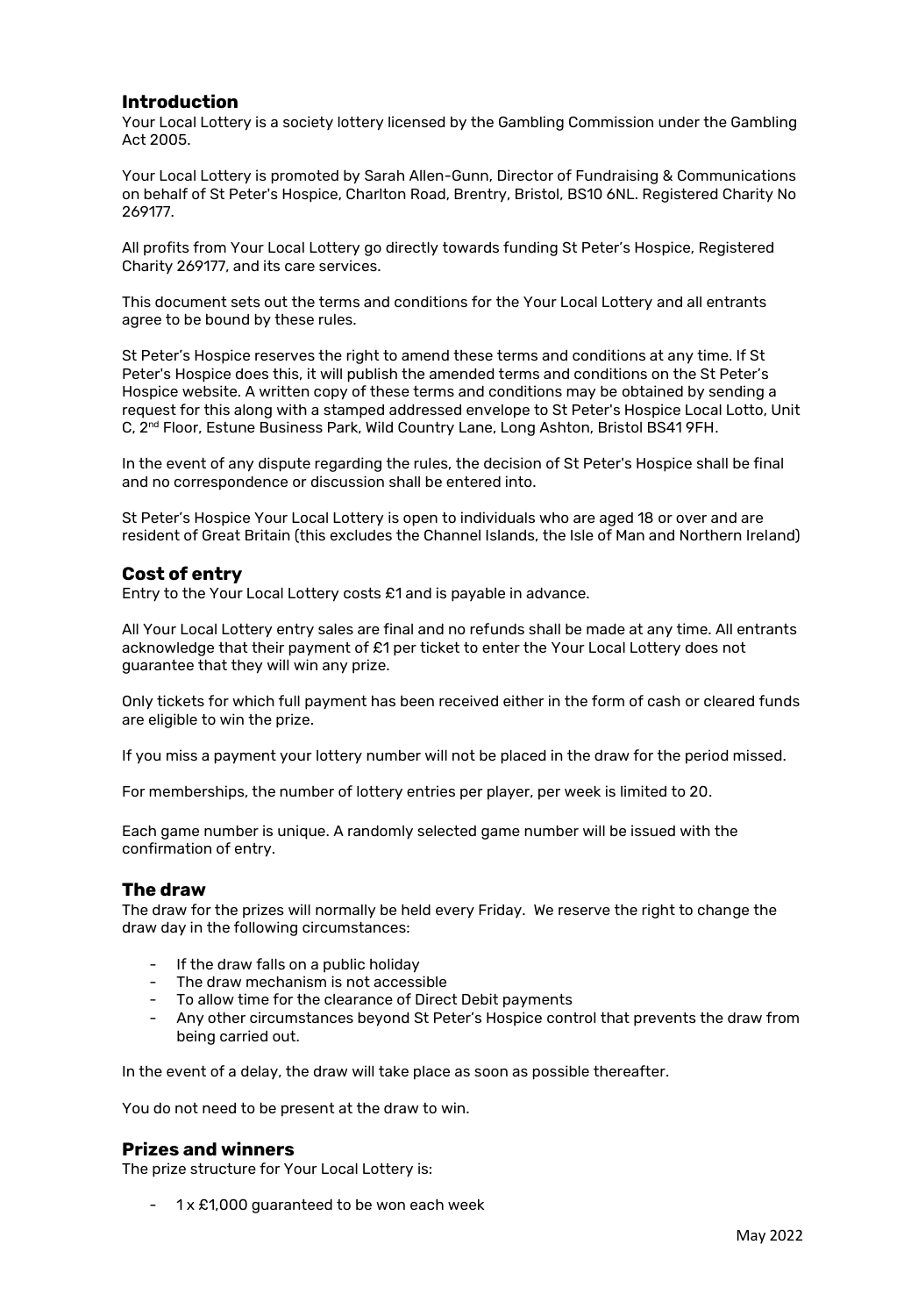## Introduction

Your Local Lottery is a society lottery licensed by the Gambling Commission under the Gambling Act 2005.

Your Local Lottery is promoted by Sarah Allen-Gunn, Director of Fundraising & Communications on behalf of St Peter's Hospice, Charlton Road, Brentry, Bristol, BS10 6NL. Registered Charity No 269177.

All profits from Your Local Lottery go directly towards funding St Peter's Hospice, Registered Charity 269177, and its care services.

This document sets out the terms and conditions for the Your Local Lottery and all entrants agree to be bound by these rules.

St Peter's Hospice reserves the right to amend these terms and conditions at any time. If St Peter's Hospice does this, it will publish the amended terms and conditions on the St Peter's Hospice website. A written copy of these terms and conditions may be obtained by sending a request for this along with a stamped addressed envelope to St Peter's Hospice Local Lotto, Unit C, 2nd Floor, Estune Business Park, Wild Country Lane, Long Ashton, Bristol BS41 9FH.

In the event of any dispute regarding the rules, the decision of St Peter's Hospice shall be final and no correspondence or discussion shall be entered into.

St Peter's Hospice Your Local Lottery is open to individuals who are aged 18 or over and are resident of Great Britain (this excludes the Channel Islands, the Isle of Man and Northern Ireland)

## Cost of entry

Entry to the Your Local Lottery costs £1 and is payable in advance.

All Your Local Lottery entry sales are final and no refunds shall be made at any time. All entrants acknowledge that their payment of £1 per ticket to enter the Your Local Lottery does not guarantee that they will win any prize.

Only tickets for which full payment has been received either in the form of cash or cleared funds are eligible to win the prize.

If you miss a payment your lottery number will not be placed in the draw for the period missed.

For memberships, the number of lottery entries per player, per week is limited to 20.

Each game number is unique. A randomly selected game number will be issued with the confirmation of entry.

## The draw

The draw for the prizes will normally be held every Friday. We reserve the right to change the draw day in the following circumstances:

- If the draw falls on a public holiday
- The draw mechanism is not accessible
- To allow time for the clearance of Direct Debit payments
- Any other circumstances beyond St Peter's Hospice control that prevents the draw from being carried out.

In the event of a delay, the draw will take place as soon as possible thereafter.

You do not need to be present at the draw to win.

## Prizes and winners

The prize structure for Your Local Lottery is:

- 1 x £1,000 guaranteed to be won each week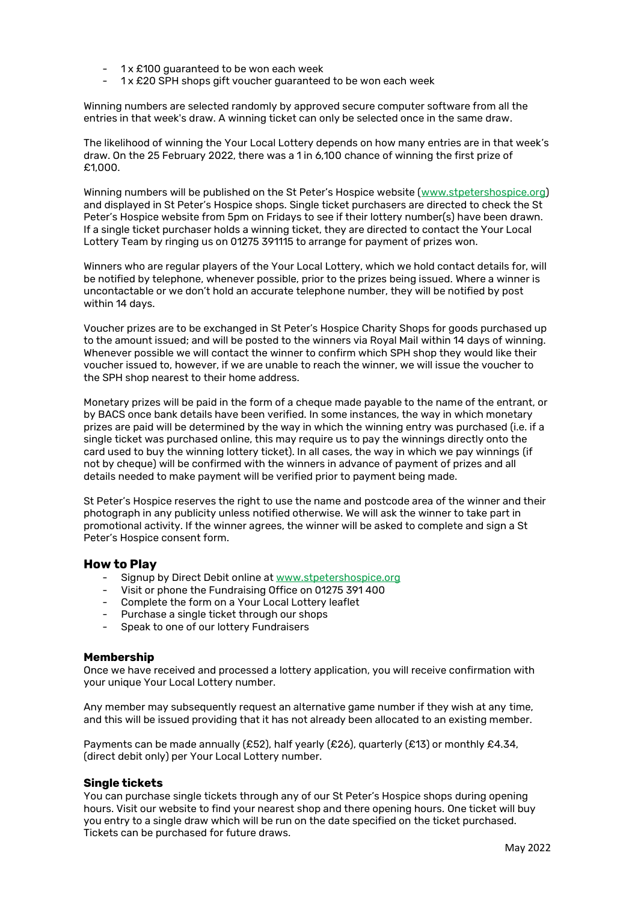- 1 x £100 guaranteed to be won each week
- 1 x £20 SPH shops gift voucher guaranteed to be won each week

Winning numbers are selected randomly by approved secure computer software from all the entries in that week's draw. A winning ticket can only be selected once in the same draw.

The likelihood of winning the Your Local Lottery depends on how many entries are in that week's draw. On the 25 February 2022, there was a 1 in 6,100 chance of winning the first prize of £1,000.

Winning numbers will be published on the St Peter's Hospice website (www.stpetershospice.org) and displayed in St Peter's Hospice shops. Single ticket purchasers are directed to check the St Peter's Hospice website from 5pm on Fridays to see if their lottery number(s) have been drawn. If a single ticket purchaser holds a winning ticket, they are directed to contact the Your Local Lottery Team by ringing us on 01275 391115 to arrange for payment of prizes won.

Winners who are regular players of the Your Local Lottery, which we hold contact details for, will be notified by telephone, whenever possible, prior to the prizes being issued. Where a winner is uncontactable or we don't hold an accurate telephone number, they will be notified by post within 14 days.

Voucher prizes are to be exchanged in St Peter's Hospice Charity Shops for goods purchased up to the amount issued; and will be posted to the winners via Royal Mail within 14 days of winning. Whenever possible we will contact the winner to confirm which SPH shop they would like their voucher issued to, however, if we are unable to reach the winner, we will issue the voucher to the SPH shop nearest to their home address.

Monetary prizes will be paid in the form of a cheque made payable to the name of the entrant, or by BACS once bank details have been verified. In some instances, the way in which monetary prizes are paid will be determined by the way in which the winning entry was purchased (i.e. if a single ticket was purchased online, this may require us to pay the winnings directly onto the card used to buy the winning lottery ticket). In all cases, the way in which we pay winnings (if not by cheque) will be confirmed with the winners in advance of payment of prizes and all details needed to make payment will be verified prior to payment being made.

St Peter's Hospice reserves the right to use the name and postcode area of the winner and their photograph in any publicity unless notified otherwise. We will ask the winner to take part in promotional activity. If the winner agrees, the winner will be asked to complete and sign a St Peter's Hospice consent form.

## How to Play

- Signup by Direct Debit online at www.stpetershospice.org
- Visit or phone the Fundraising Office on 01275 391 400
- Complete the form on a Your Local Lottery leaflet
- Purchase a single ticket through our shops
- Speak to one of our lottery Fundraisers

### Membership

Once we have received and processed a lottery application, you will receive confirmation with your unique Your Local Lottery number.

Any member may subsequently request an alternative game number if they wish at any time, and this will be issued providing that it has not already been allocated to an existing member.

Payments can be made annually (£52), half yearly (£26), quarterly (£13) or monthly £4.34, (direct debit only) per Your Local Lottery number.

### Single tickets

You can purchase single tickets through any of our St Peter's Hospice shops during opening hours. Visit our website to find your nearest shop and there opening hours. One ticket will buy you entry to a single draw which will be run on the date specified on the ticket purchased. Tickets can be purchased for future draws.

May 2022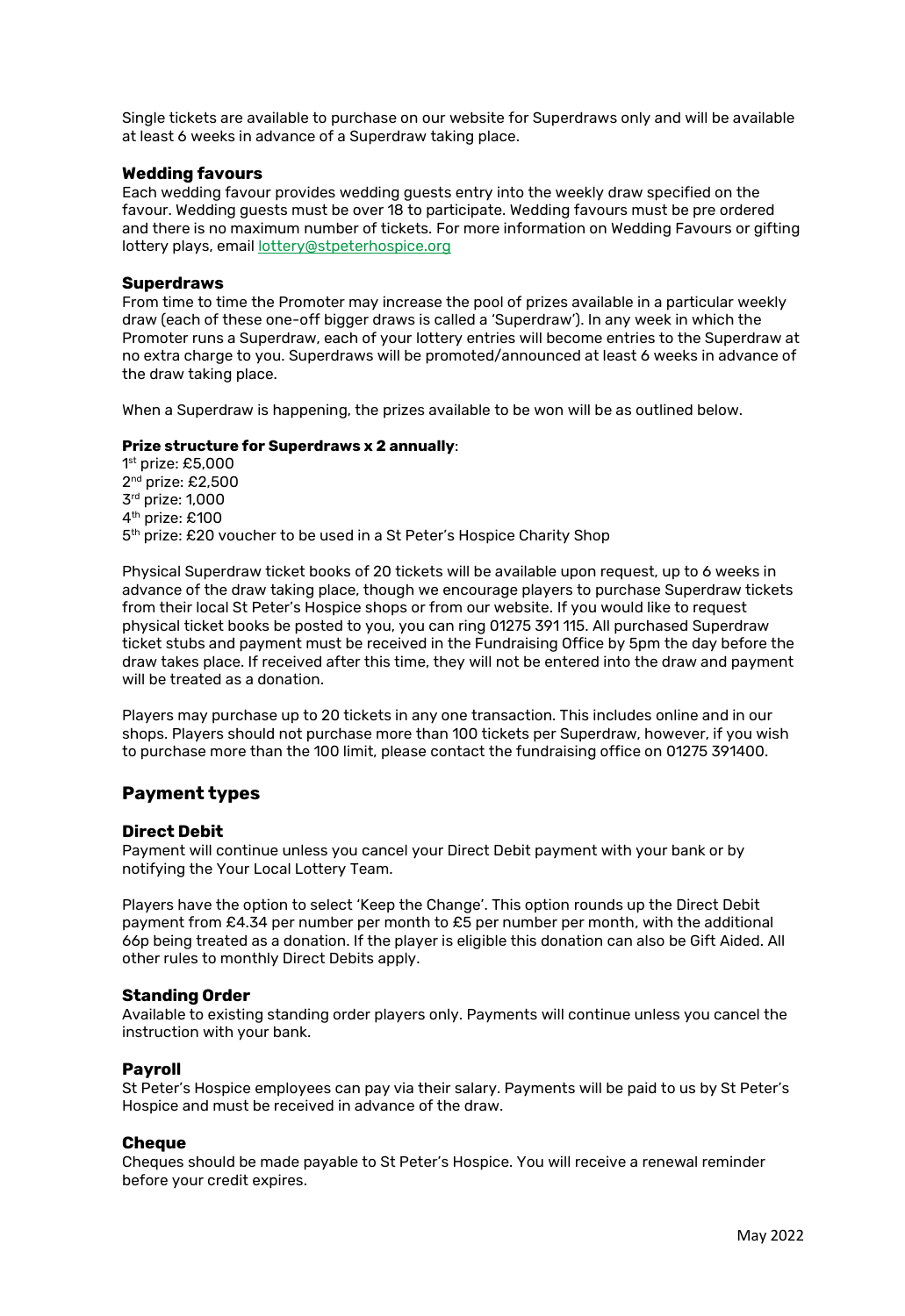Single tickets are available to purchase on our website for Superdraws only and will be available at least 6 weeks in advance of a Superdraw taking place.

### Wedding favours

Each wedding favour provides wedding guests entry into the weekly draw specified on the favour. Wedding guests must be over 18 to participate. Wedding favours must be pre ordered and there is no maximum number of tickets. For more information on Wedding Favours or gifting lottery plays, email lottery@stpeterhospice.org

### Superdraws

From time to time the Promoter may increase the pool of prizes available in a particular weekly draw (each of these one-off bigger draws is called a 'Superdraw'). In any week in which the Promoter runs a Superdraw, each of your lottery entries will become entries to the Superdraw at no extra charge to you. Superdraws will be promoted/announced at least 6 weeks in advance of the draw taking place.

When a Superdraw is happening, the prizes available to be won will be as outlined below.

**Prize structure for Superdraws x 2 annually**:

1st prize: £5,000
2nd prize: £2,500
3rd prize: 1,000
4th prize: £100
5th prize: £20 voucher to be used in a St Peter's Hospice Charity Shop

Physical Superdraw ticket books of 20 tickets will be available upon request, up to 6 weeks in advance of the draw taking place, though we encourage players to purchase Superdraw tickets from their local St Peter's Hospice shops or from our website. If you would like to request physical ticket books be posted to you, you can ring 01275 391 115. All purchased Superdraw ticket stubs and payment must be received in the Fundraising Office by 5pm the day before the draw takes place. If received after this time, they will not be entered into the draw and payment will be treated as a donation.

Players may purchase up to 20 tickets in any one transaction. This includes online and in our shops. Players should not purchase more than 100 tickets per Superdraw, however, if you wish to purchase more than the 100 limit, please contact the fundraising office on 01275 391400.

## Payment types

### Direct Debit

Payment will continue unless you cancel your Direct Debit payment with your bank or by notifying the Your Local Lottery Team.

Players have the option to select 'Keep the Change'. This option rounds up the Direct Debit payment from £4.34 per number per month to £5 per number per month, with the additional 66p being treated as a donation. If the player is eligible this donation can also be Gift Aided. All other rules to monthly Direct Debits apply.

### Standing Order

Available to existing standing order players only. Payments will continue unless you cancel the instruction with your bank.

### Payroll

St Peter's Hospice employees can pay via their salary. Payments will be paid to us by St Peter's Hospice and must be received in advance of the draw.

### Cheque

Cheques should be made payable to St Peter's Hospice. You will receive a renewal reminder before your credit expires.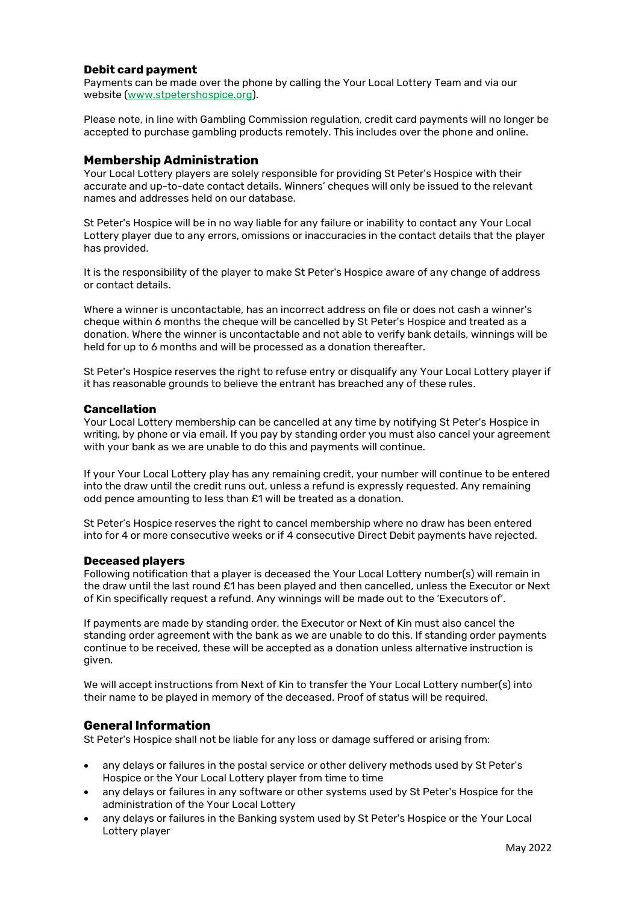### Debit card payment

Payments can be made over the phone by calling the Your Local Lottery Team and via our website ([www.stpetershospice.org](www.stpetershospice.org)).

Please note, in line with Gambling Commission regulation, credit card payments will no longer be accepted to purchase gambling products remotely. This includes over the phone and online.

## Membership Administration

Your Local Lottery players are solely responsible for providing St Peter's Hospice with their accurate and up-to-date contact details. Winners' cheques will only be issued to the relevant names and addresses held on our database.

St Peter's Hospice will be in no way liable for any failure or inability to contact any Your Local Lottery player due to any errors, omissions or inaccuracies in the contact details that the player has provided.

It is the responsibility of the player to make St Peter's Hospice aware of any change of address or contact details.

Where a winner is uncontactable, has an incorrect address on file or does not cash a winner's cheque within 6 months the cheque will be cancelled by St Peter's Hospice and treated as a donation. Where the winner is uncontactable and not able to verify bank details, winnings will be held for up to 6 months and will be processed as a donation thereafter.

St Peter's Hospice reserves the right to refuse entry or disqualify any Your Local Lottery player if it has reasonable grounds to believe the entrant has breached any of these rules.

### Cancellation

Your Local Lottery membership can be cancelled at any time by notifying St Peter's Hospice in writing, by phone or via email. If you pay by standing order you must also cancel your agreement with your bank as we are unable to do this and payments will continue.

If your Your Local Lottery play has any remaining credit, your number will continue to be entered into the draw until the credit runs out, unless a refund is expressly requested. Any remaining odd pence amounting to less than £1 will be treated as a donation.

St Peter's Hospice reserves the right to cancel membership where no draw has been entered into for 4 or more consecutive weeks or if 4 consecutive Direct Debit payments have rejected.

### Deceased players

Following notification that a player is deceased the Your Local Lottery number(s) will remain in the draw until the last round £1 has been played and then cancelled, unless the Executor or Next of Kin specifically request a refund. Any winnings will be made out to the 'Executors of'.

If payments are made by standing order, the Executor or Next of Kin must also cancel the standing order agreement with the bank as we are unable to do this. If standing order payments continue to be received, these will be accepted as a donation unless alternative instruction is given.

We will accept instructions from Next of Kin to transfer the Your Local Lottery number(s) into their name to be played in memory of the deceased. Proof of status will be required.

## General Information

St Peter's Hospice shall not be liable for any loss or damage suffered or arising from:

- any delays or failures in the postal service or other delivery methods used by St Peter's Hospice or the Your Local Lottery player from time to time
- any delays or failures in any software or other systems used by St Peter's Hospice for the administration of the Your Local Lottery
- any delays or failures in the Banking system used by St Peter's Hospice or the Your Local Lottery player

May 2022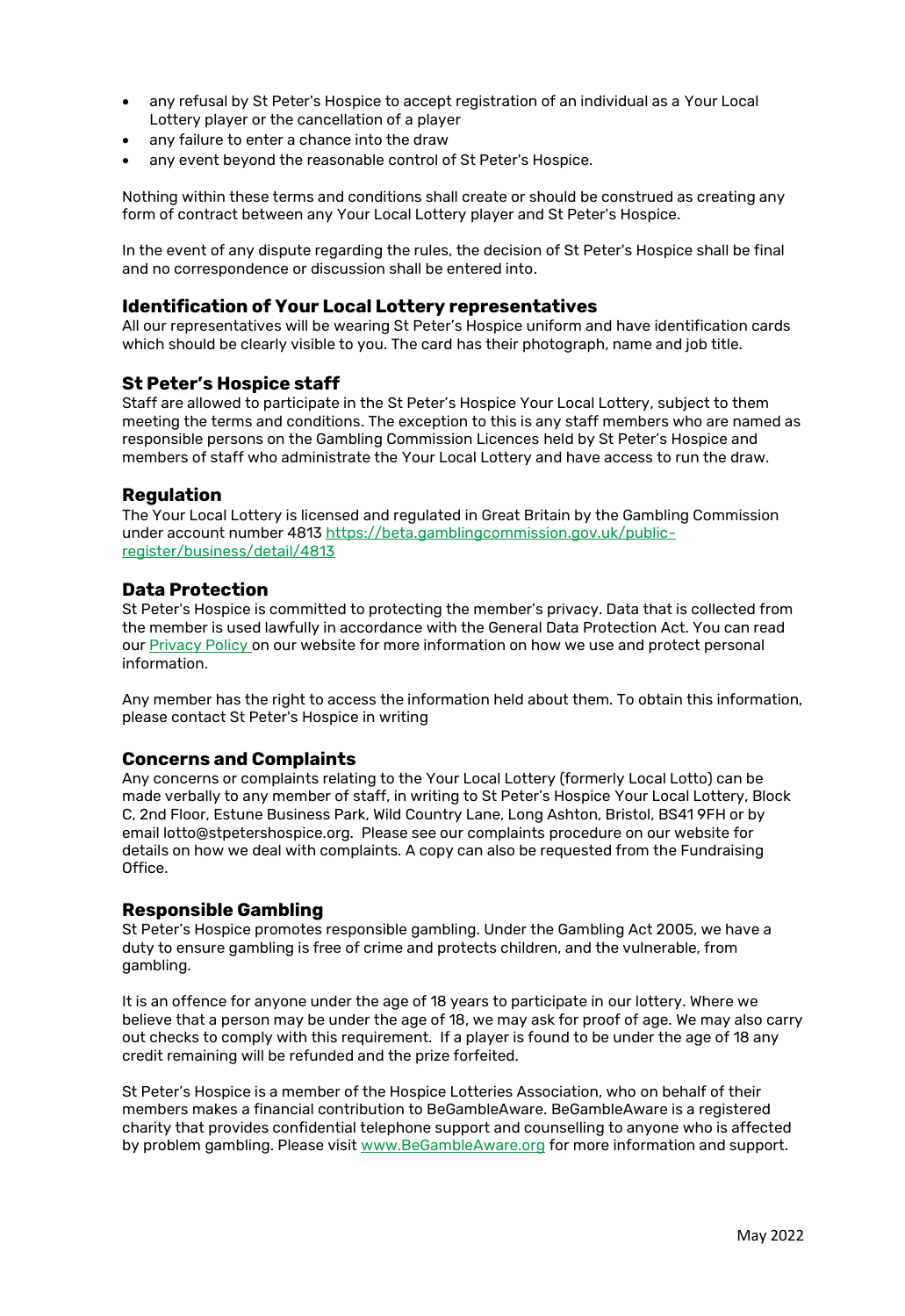- any refusal by St Peter's Hospice to accept registration of an individual as a Your Local Lottery player or the cancellation of a player
- any failure to enter a chance into the draw
- any event beyond the reasonable control of St Peter's Hospice.

Nothing within these terms and conditions shall create or should be construed as creating any form of contract between any Your Local Lottery player and St Peter's Hospice.

In the event of any dispute regarding the rules, the decision of St Peter's Hospice shall be final and no correspondence or discussion shall be entered into.

### Identification of Your Local Lottery representatives

All our representatives will be wearing St Peter's Hospice uniform and have identification cards which should be clearly visible to you. The card has their photograph, name and job title.

### St Peter's Hospice staff

Staff are allowed to participate in the St Peter's Hospice Your Local Lottery, subject to them meeting the terms and conditions. The exception to this is any staff members who are named as responsible persons on the Gambling Commission Licences held by St Peter's Hospice and members of staff who administrate the Your Local Lottery and have access to run the draw.

### Regulation

The Your Local Lottery is licensed and regulated in Great Britain by the Gambling Commission under account number 4813 [https://beta.gamblingcommission.gov.uk/public-register/business/detail/4813](https://beta.gamblingcommission.gov.uk/public-register/business/detail/4813)

### Data Protection

St Peter's Hospice is committed to protecting the member's privacy. Data that is collected from the member is used lawfully in accordance with the General Data Protection Act. You can read our Privacy Policy on our website for more information on how we use and protect personal information.

Any member has the right to access the information held about them. To obtain this information, please contact St Peter's Hospice in writing

### Concerns and Complaints

Any concerns or complaints relating to the Your Local Lottery (formerly Local Lotto) can be made verbally to any member of staff, in writing to St Peter's Hospice Your Local Lottery, Block C, 2nd Floor, Estune Business Park, Wild Country Lane, Long Ashton, Bristol, BS41 9FH or by email lotto@stpetershospice.org. Please see our complaints procedure on our website for details on how we deal with complaints. A copy can also be requested from the Fundraising Office.

### Responsible Gambling

St Peter's Hospice promotes responsible gambling. Under the Gambling Act 2005, we have a duty to ensure gambling is free of crime and protects children, and the vulnerable, from gambling.

It is an offence for anyone under the age of 18 years to participate in our lottery. Where we believe that a person may be under the age of 18, we may ask for proof of age. We may also carry out checks to comply with this requirement. If a player is found to be under the age of 18 any credit remaining will be refunded and the prize forfeited.

St Peter's Hospice is a member of the Hospice Lotteries Association, who on behalf of their members makes a financial contribution to BeGambleAware. BeGambleAware is a registered charity that provides confidential telephone support and counselling to anyone who is affected by problem gambling. Please visit [www.BeGambleAware.org](http://www.BeGambleAware.org) for more information and support.

May 2022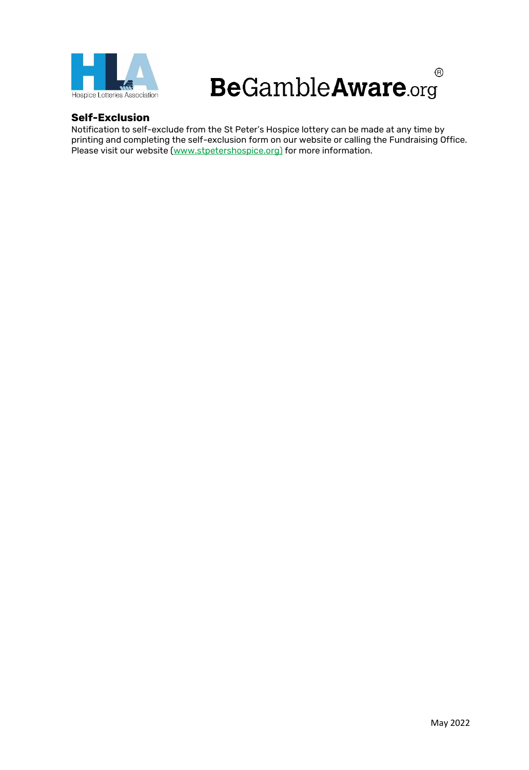Hospice Lotteries Association

BeGambleAware.org®

## Self-Exclusion

Notification to self-exclude from the St Peter's Hospice lottery can be made at any time by printing and completing the self-exclusion form on our website or calling the Fundraising Office. Please visit our website (www.stpetershospice.org) for more information.

May 2022